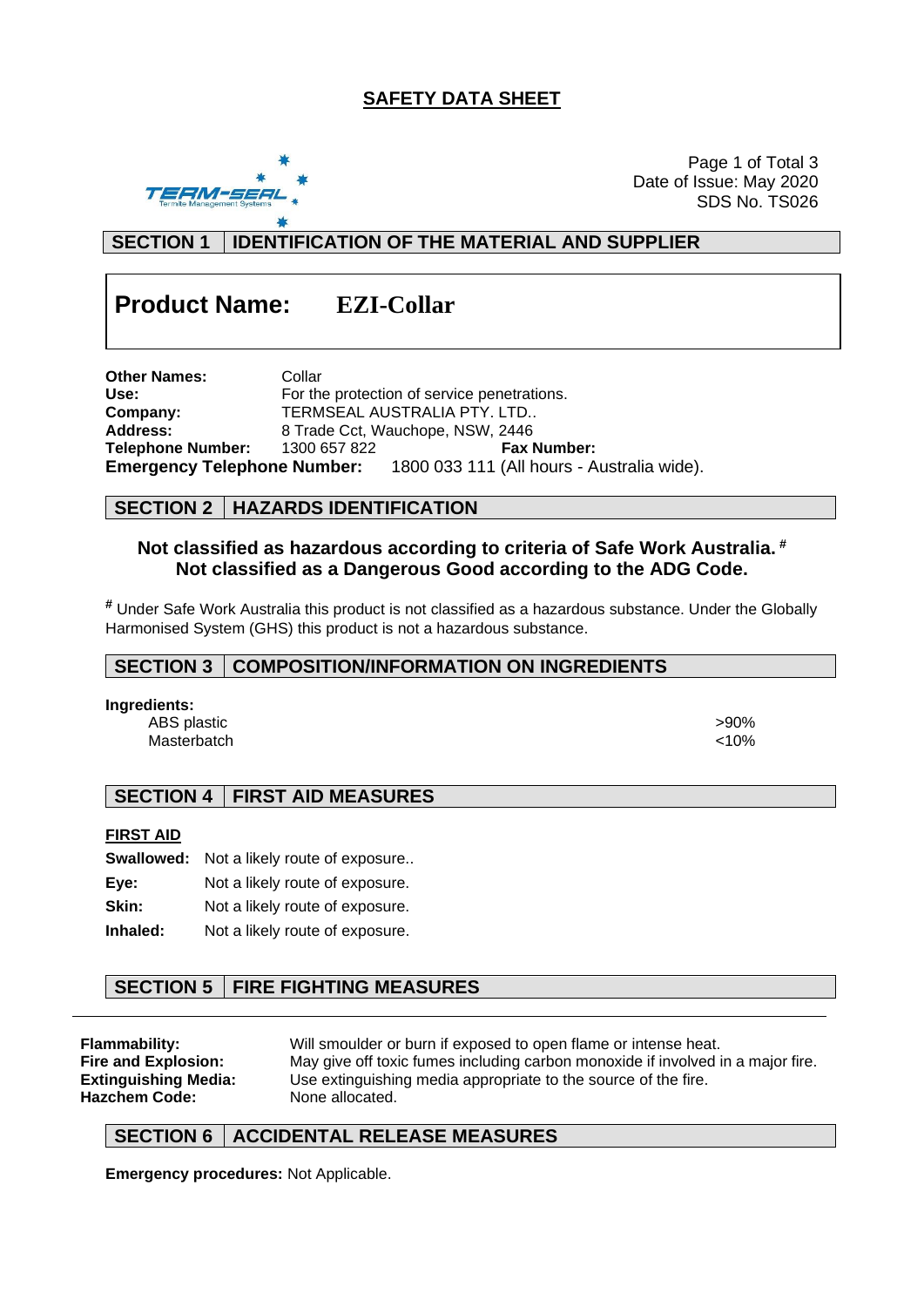# SAFETY DATA SHEET

Date of Issue: May 2020
SDS No. TS026

## SECTION 1 | IDENTIFICATION OF THE MATERIAL AND SUPPLIER

**Product Name:** **EZI-Collar**

**Other Names:** Collar
**Use:** For the protection of service penetrations.
**Company:** TERMSEAL AUSTRALIA PTY. LTD..
**Address:** 8 Trade Cct, Wauchope, NSW, 2446
**Telephone Number:** 1300 657 822 **Fax Number:**
**Emergency Telephone Number:** 1800 033 111 (All hours - Australia wide).

## SECTION 2 | HAZARDS IDENTIFICATION

**Not classified as hazardous according to criteria of Safe Work Australia.** #
**Not classified as a Dangerous Good according to the ADG Code.**

# Under Safe Work Australia this product is not classified as a hazardous substance. Under the Globally Harmonised System (GHS) this product is not a hazardous substance.

## SECTION 3 | COMPOSITION/INFORMATION ON INGREDIENTS

**Ingredients:**

| Ingredient | Proportion |
| --- | --- |
| ABS plastic | >90% |
| Masterbatch | <10% |

## SECTION 4 | FIRST AID MEASURES

**FIRST AID**

**Swallowed:** Not a likely route of exposure..
**Eye:** Not a likely route of exposure.
**Skin:** Not a likely route of exposure.
**Inhaled:** Not a likely route of exposure.

## SECTION 5 | FIRE FIGHTING MEASURES

**Flammability:** Will smoulder or burn if exposed to open flame or intense heat.
**Fire and Explosion:** May give off toxic fumes including carbon monoxide if involved in a major fire.
**Extinguishing Media:** Use extinguishing media appropriate to the source of the fire.
**Hazchem Code:** None allocated.

## SECTION 6 | ACCIDENTAL RELEASE MEASURES

**Emergency procedures:** Not Applicable.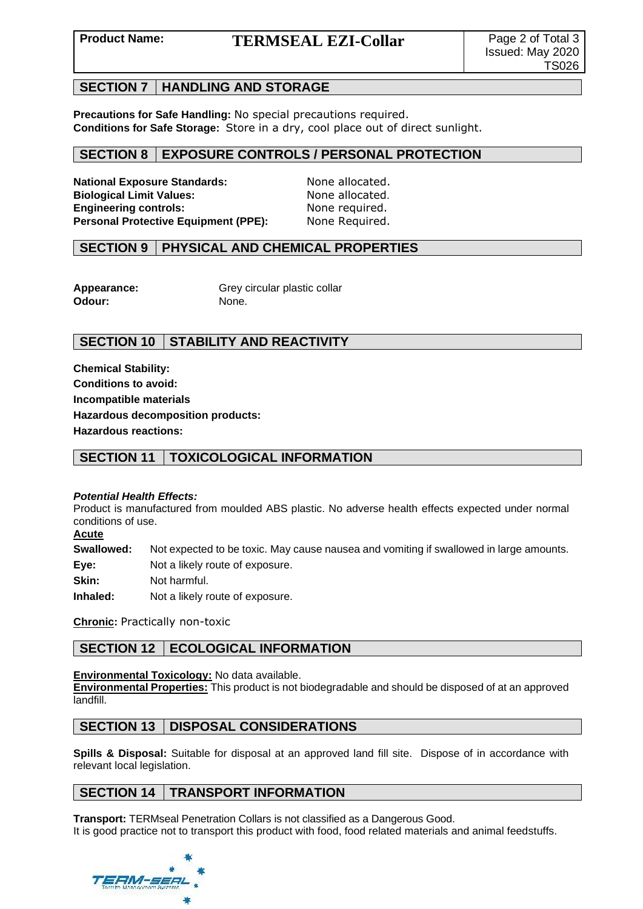## SECTION 7 | HANDLING AND STORAGE

**Precautions for Safe Handling:** No special precautions required.
**Conditions for Safe Storage:** Store in a dry, cool place out of direct sunlight.

## SECTION 8 | EXPOSURE CONTROLS / PERSONAL PROTECTION

**National Exposure Standards:** None allocated.
**Biological Limit Values:** None allocated.
**Engineering controls:** None required.
**Personal Protective Equipment (PPE):** None Required.

## SECTION 9 | PHYSICAL AND CHEMICAL PROPERTIES

**Appearance:** Grey circular plastic collar
**Odour:** None.

## SECTION 10 | STABILITY AND REACTIVITY

**Chemical Stability:**

**Conditions to avoid:**

**Incompatible materials**

**Hazardous decomposition products:**

**Hazardous reactions:**

## SECTION 11 | TOXICOLOGICAL INFORMATION

***Potential Health Effects:***
Product is manufactured from moulded ABS plastic. No adverse health effects expected under normal conditions of use.

**Acute**

**Swallowed:** Not expected to be toxic. May cause nausea and vomiting if swallowed in large amounts.
**Eye:** Not a likely route of exposure.
**Skin:** Not harmful.
**Inhaled:** Not a likely route of exposure.

**Chronic:** Practically non-toxic

## SECTION 12 | ECOLOGICAL INFORMATION

**Environmental Toxicology:** No data available.
**Environmental Properties:** This product is not biodegradable and should be disposed of at an approved landfill.

## SECTION 13 | DISPOSAL CONSIDERATIONS

**Spills & Disposal:** Suitable for disposal at an approved land fill site. Dispose of in accordance with relevant local legislation.

## SECTION 14 | TRANSPORT INFORMATION

**Transport:** TERMseal Penetration Collars is not classified as a Dangerous Good.
It is good practice not to transport this product with food, food related materials and animal feedstuffs.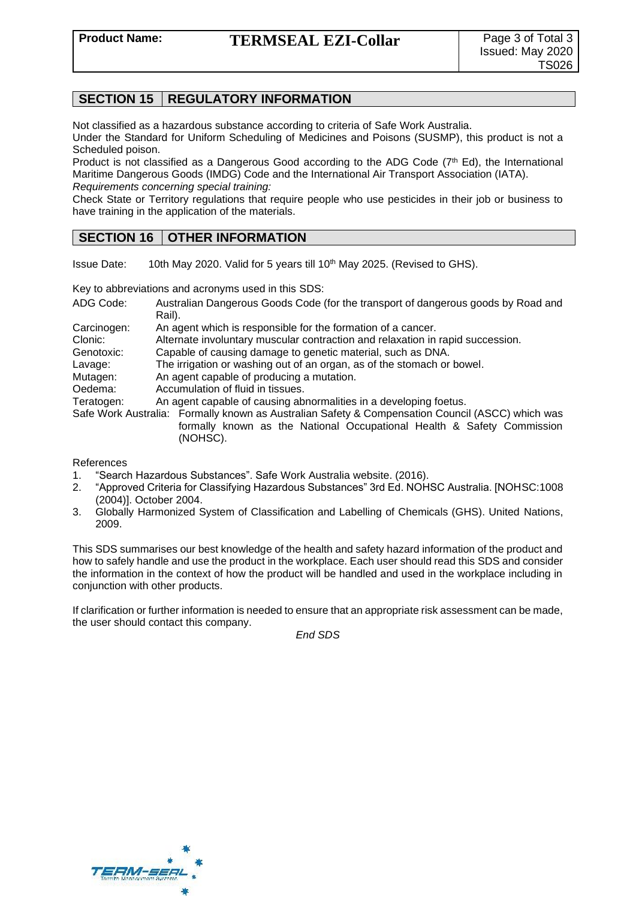## SECTION 15 REGULATORY INFORMATION

Not classified as a hazardous substance according to criteria of Safe Work Australia.
Under the Standard for Uniform Scheduling of Medicines and Poisons (SUSMP), this product is not a Scheduled poison.
Product is not classified as a Dangerous Good according to the ADG Code (7th Ed), the International Maritime Dangerous Goods (IMDG) Code and the International Air Transport Association (IATA).
*Requirements concerning special training:*
Check State or Territory regulations that require people who use pesticides in their job or business to have training in the application of the materials.

## SECTION 16 OTHER INFORMATION

Issue Date: 10th May 2020. Valid for 5 years till 10th May 2025. (Revised to GHS).

Key to abbreviations and acronyms used in this SDS:

| | |
|---|---|
| ADG Code: | Australian Dangerous Goods Code (for the transport of dangerous goods by Road and Rail). |
| Carcinogen: | An agent which is responsible for the formation of a cancer. |
| Clonic: | Alternate involuntary muscular contraction and relaxation in rapid succession. |
| Genotoxic: | Capable of causing damage to genetic material, such as DNA. |
| Lavage: | The irrigation or washing out of an organ, as of the stomach or bowel. |
| Mutagen: | An agent capable of producing a mutation. |
| Oedema: | Accumulation of fluid in tissues. |
| Teratogen: | An agent capable of causing abnormalities in a developing foetus. |
| Safe Work Australia: | Formally known as Australian Safety & Compensation Council (ASCC) which was formally known as the National Occupational Health & Safety Commission (NOHSC). |

References

1. "Search Hazardous Substances". Safe Work Australia website. (2016).
2. "Approved Criteria for Classifying Hazardous Substances" 3rd Ed. NOHSC Australia. [NOHSC:1008 (2004)]. October 2004.
3. Globally Harmonized System of Classification and Labelling of Chemicals (GHS). United Nations, 2009.

This SDS summarises our best knowledge of the health and safety hazard information of the product and how to safely handle and use the product in the workplace. Each user should read this SDS and consider the information in the context of how the product will be handled and used in the workplace including in conjunction with other products.

If clarification or further information is needed to ensure that an appropriate risk assessment can be made, the user should contact this company.

*End SDS*